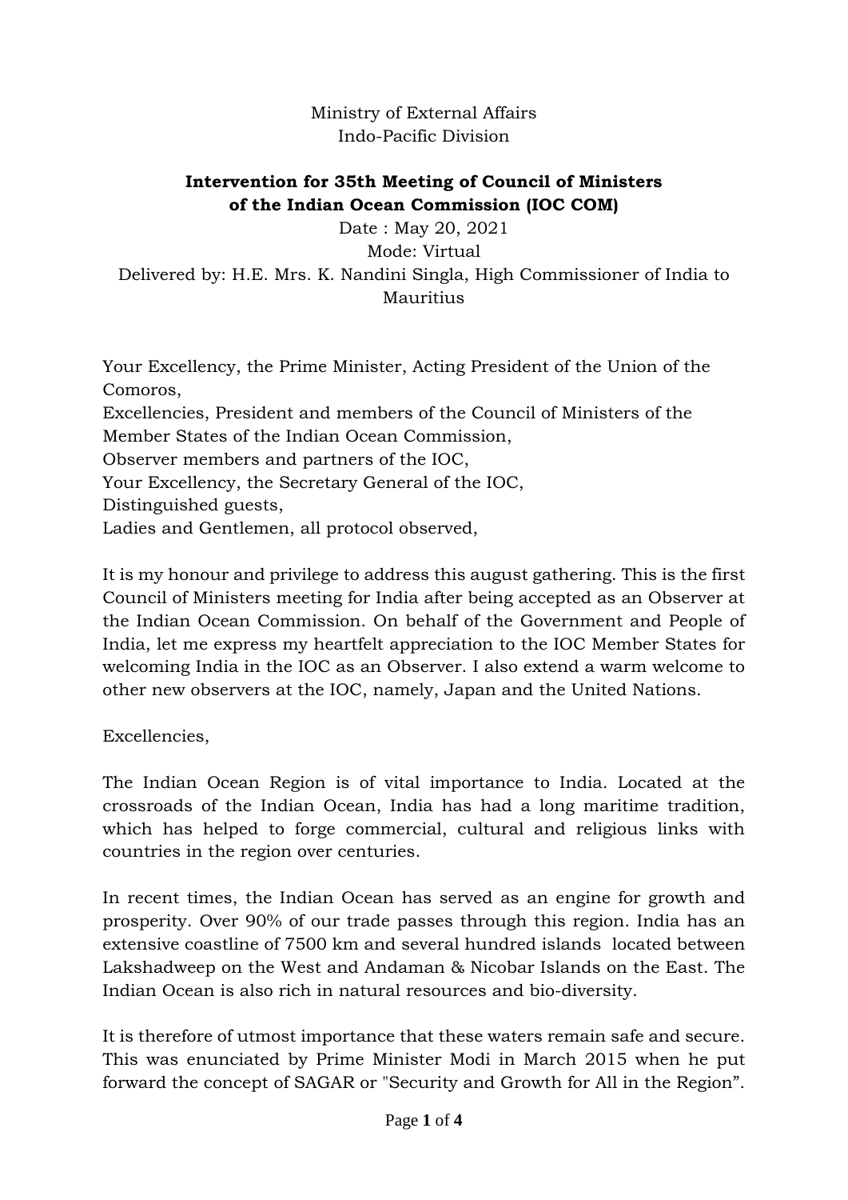Ministry of External Affairs
Indo-Pacific Division

**Intervention for 35th Meeting of Council of Ministers of the Indian Ocean Commission (IOC COM)**

Date : May 20, 2021
Mode: Virtual
Delivered by: H.E. Mrs. K. Nandini Singla, High Commissioner of India to Mauritius

Your Excellency, the Prime Minister, Acting President of the Union of the Comoros,
Excellencies, President and members of the Council of Ministers of the Member States of the Indian Ocean Commission,
Observer members and partners of the IOC,
Your Excellency, the Secretary General of the IOC,
Distinguished guests,
Ladies and Gentlemen, all protocol observed,

It is my honour and privilege to address this august gathering. This is the first Council of Ministers meeting for India after being accepted as an Observer at the Indian Ocean Commission. On behalf of the Government and People of India, let me express my heartfelt appreciation to the IOC Member States for welcoming India in the IOC as an Observer. I also extend a warm welcome to other new observers at the IOC, namely, Japan and the United Nations.

Excellencies,

The Indian Ocean Region is of vital importance to India. Located at the crossroads of the Indian Ocean, India has had a long maritime tradition, which has helped to forge commercial, cultural and religious links with countries in the region over centuries.

In recent times, the Indian Ocean has served as an engine for growth and prosperity. Over 90% of our trade passes through this region. India has an extensive coastline of 7500 km and several hundred islands located between Lakshadweep on the West and Andaman & Nicobar Islands on the East. The Indian Ocean is also rich in natural resources and bio-diversity.

It is therefore of utmost importance that these waters remain safe and secure. This was enunciated by Prime Minister Modi in March 2015 when he put forward the concept of SAGAR or "Security and Growth for All in the Region".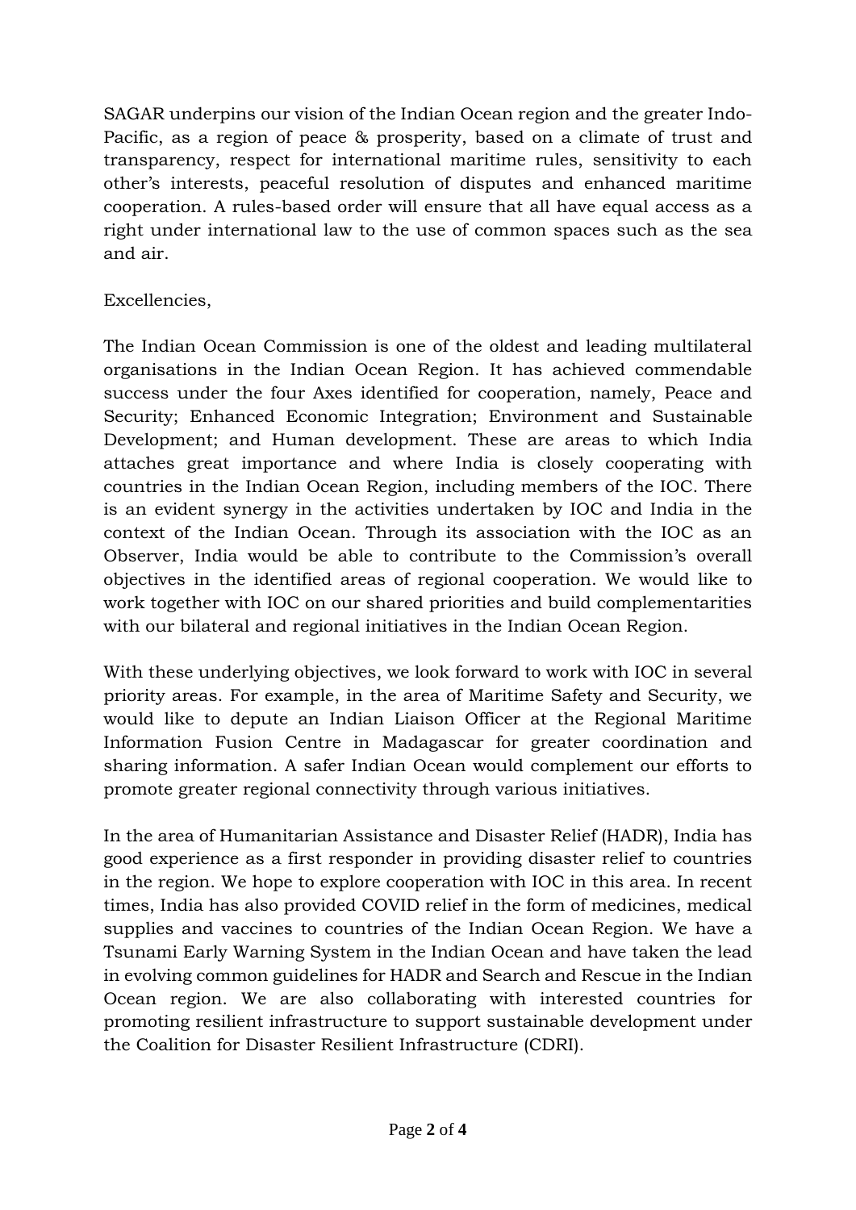SAGAR underpins our vision of the Indian Ocean region and the greater Indo-Pacific, as a region of peace & prosperity, based on a climate of trust and transparency, respect for international maritime rules, sensitivity to each other's interests, peaceful resolution of disputes and enhanced maritime cooperation. A rules-based order will ensure that all have equal access as a right under international law to the use of common spaces such as the sea and air.

Excellencies,

The Indian Ocean Commission is one of the oldest and leading multilateral organisations in the Indian Ocean Region. It has achieved commendable success under the four Axes identified for cooperation, namely, Peace and Security; Enhanced Economic Integration; Environment and Sustainable Development; and Human development. These are areas to which India attaches great importance and where India is closely cooperating with countries in the Indian Ocean Region, including members of the IOC. There is an evident synergy in the activities undertaken by IOC and India in the context of the Indian Ocean. Through its association with the IOC as an Observer, India would be able to contribute to the Commission's overall objectives in the identified areas of regional cooperation. We would like to work together with IOC on our shared priorities and build complementarities with our bilateral and regional initiatives in the Indian Ocean Region.

With these underlying objectives, we look forward to work with IOC in several priority areas. For example, in the area of Maritime Safety and Security, we would like to depute an Indian Liaison Officer at the Regional Maritime Information Fusion Centre in Madagascar for greater coordination and sharing information. A safer Indian Ocean would complement our efforts to promote greater regional connectivity through various initiatives.

In the area of Humanitarian Assistance and Disaster Relief (HADR), India has good experience as a first responder in providing disaster relief to countries in the region. We hope to explore cooperation with IOC in this area. In recent times, India has also provided COVID relief in the form of medicines, medical supplies and vaccines to countries of the Indian Ocean Region. We have a Tsunami Early Warning System in the Indian Ocean and have taken the lead in evolving common guidelines for HADR and Search and Rescue in the Indian Ocean region. We are also collaborating with interested countries for promoting resilient infrastructure to support sustainable development under the Coalition for Disaster Resilient Infrastructure (CDRI).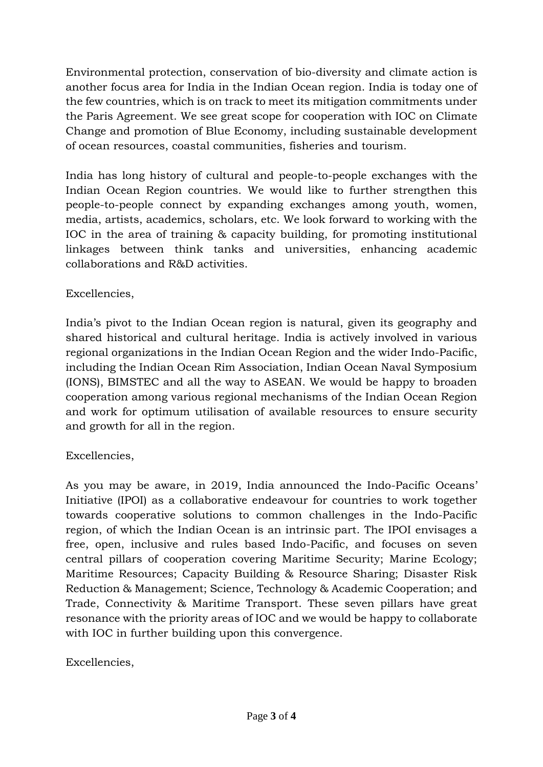Environmental protection, conservation of bio-diversity and climate action is another focus area for India in the Indian Ocean region. India is today one of the few countries, which is on track to meet its mitigation commitments under the Paris Agreement. We see great scope for cooperation with IOC on Climate Change and promotion of Blue Economy, including sustainable development of ocean resources, coastal communities, fisheries and tourism.

India has long history of cultural and people-to-people exchanges with the Indian Ocean Region countries. We would like to further strengthen this people-to-people connect by expanding exchanges among youth, women, media, artists, academics, scholars, etc. We look forward to working with the IOC in the area of training & capacity building, for promoting institutional linkages between think tanks and universities, enhancing academic collaborations and R&D activities.

Excellencies,

India's pivot to the Indian Ocean region is natural, given its geography and shared historical and cultural heritage. India is actively involved in various regional organizations in the Indian Ocean Region and the wider Indo-Pacific, including the Indian Ocean Rim Association, Indian Ocean Naval Symposium (IONS), BIMSTEC and all the way to ASEAN. We would be happy to broaden cooperation among various regional mechanisms of the Indian Ocean Region and work for optimum utilisation of available resources to ensure security and growth for all in the region.

Excellencies,

As you may be aware, in 2019, India announced the Indo-Pacific Oceans' Initiative (IPOI) as a collaborative endeavour for countries to work together towards cooperative solutions to common challenges in the Indo-Pacific region, of which the Indian Ocean is an intrinsic part. The IPOI envisages a free, open, inclusive and rules based Indo-Pacific, and focuses on seven central pillars of cooperation covering Maritime Security; Marine Ecology; Maritime Resources; Capacity Building & Resource Sharing; Disaster Risk Reduction & Management; Science, Technology & Academic Cooperation; and Trade, Connectivity & Maritime Transport. These seven pillars have great resonance with the priority areas of IOC and we would be happy to collaborate with IOC in further building upon this convergence.

Excellencies,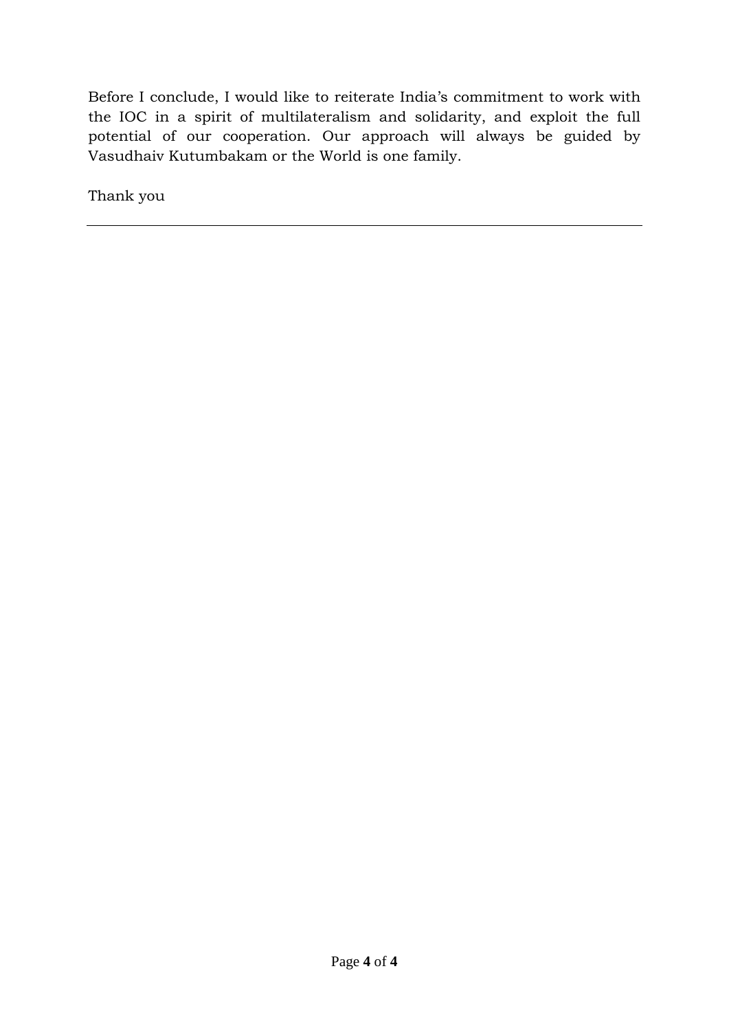Before I conclude, I would like to reiterate India's commitment to work with the IOC in a spirit of multilateralism and solidarity, and exploit the full potential of our cooperation. Our approach will always be guided by Vasudhaiv Kutumbakam or the World is one family.

Thank you

---